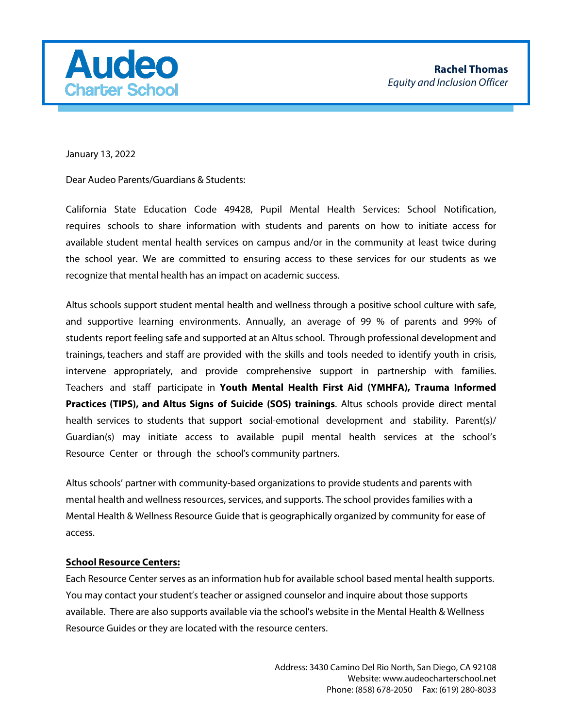# Audeo Charter School

**Rachel Thomas**
*Equity and Inclusion Officer*

January 13, 2022

Dear Audeo Parents/Guardians & Students:

California State Education Code 49428, Pupil Mental Health Services: School Notification, requires schools to share information with students and parents on how to initiate access for available student mental health services on campus and/or in the community at least twice during the school year. We are committed to ensuring access to these services for our students as we recognize that mental health has an impact on academic success.

Altus schools support student mental health and wellness through a positive school culture with safe, and supportive learning environments. Annually, an average of 99 % of parents and 99% of students report feeling safe and supported at an Altus school. Through professional development and trainings, teachers and staff are provided with the skills and tools needed to identify youth in crisis, intervene appropriately, and provide comprehensive support in partnership with families. Teachers and staff participate in **Youth Mental Health First Aid (YMHFA), Trauma Informed Practices (TIPS), and Altus Signs of Suicide (SOS) trainings**. Altus schools provide direct mental health services to students that support social-emotional development and stability. Parent(s)/ Guardian(s) may initiate access to available pupil mental health services at the school's Resource Center or through the school's community partners.

Altus schools' partner with community-based organizations to provide students and parents with mental health and wellness resources, services, and supports. The school provides families with a Mental Health & Wellness Resource Guide that is geographically organized by community for ease of access.

**School Resource Centers:**

Each Resource Center serves as an information hub for available school based mental health supports. You may contact your student's teacher or assigned counselor and inquire about those supports available. There are also supports available via the school's website in the Mental Health & Wellness Resource Guides or they are located with the resource centers.

Address: 3430 Camino Del Rio North, San Diego, CA 92108
Website: www.audeocharterschool.net
Phone: (858) 678-2050 Fax: (619) 280-8033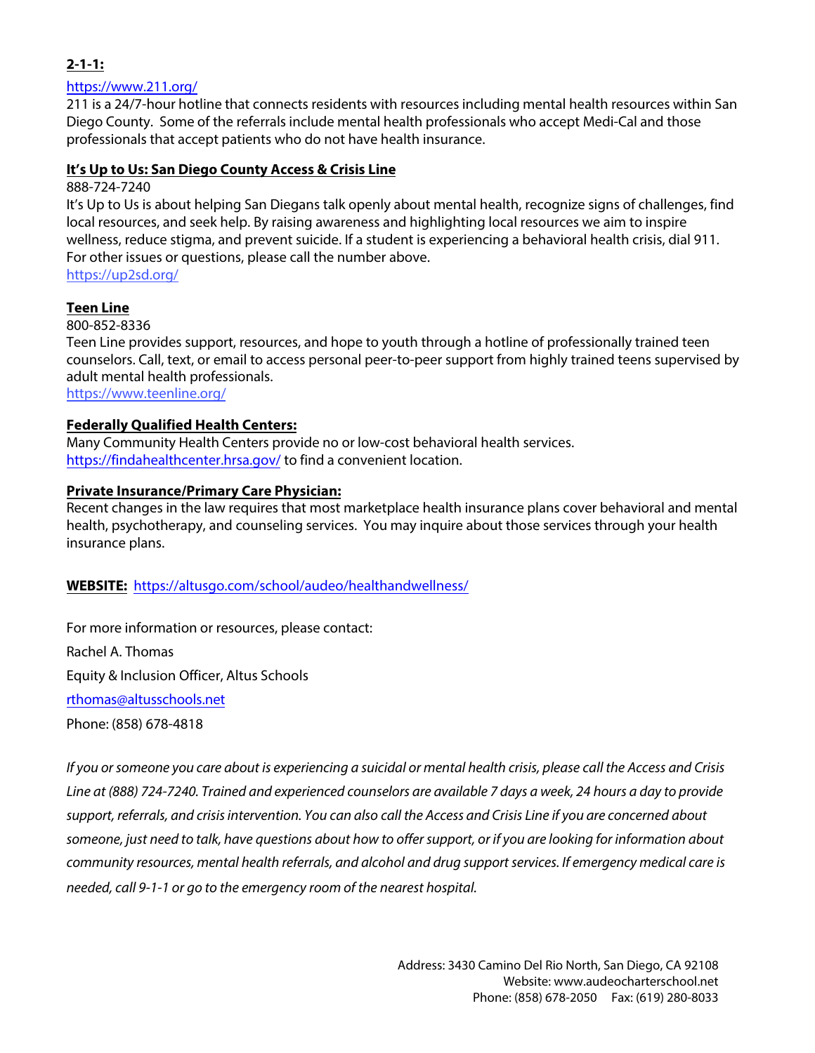**2-1-1:**

https://www.211.org/

211 is a 24/7-hour hotline that connects residents with resources including mental health resources within San Diego County. Some of the referrals include mental health professionals who accept Medi-Cal and those professionals that accept patients who do not have health insurance.

**It's Up to Us: San Diego County Access & Crisis Line**

888-724-7240

It's Up to Us is about helping San Diegans talk openly about mental health, recognize signs of challenges, find local resources, and seek help. By raising awareness and highlighting local resources we aim to inspire wellness, reduce stigma, and prevent suicide. If a student is experiencing a behavioral health crisis, dial 911. For other issues or questions, please call the number above.

https://up2sd.org/

**Teen Line**

800-852-8336

Teen Line provides support, resources, and hope to youth through a hotline of professionally trained teen counselors. Call, text, or email to access personal peer-to-peer support from highly trained teens supervised by adult mental health professionals.

https://www.teenline.org/

**Federally Qualified Health Centers:**

Many Community Health Centers provide no or low-cost behavioral health services.
https://findahealthcenter.hrsa.gov/ to find a convenient location.

**Private Insurance/Primary Care Physician:**

Recent changes in the law requires that most marketplace health insurance plans cover behavioral and mental health, psychotherapy, and counseling services. You may inquire about those services through your health insurance plans.

**WEBSITE:** https://altusgo.com/school/audeo/healthandwellness/

For more information or resources, please contact:

Rachel A. Thomas

Equity & Inclusion Officer, Altus Schools

rthomas@altusschools.net

Phone: (858) 678-4818

*If you or someone you care about is experiencing a suicidal or mental health crisis, please call the Access and Crisis Line at (888) 724-7240. Trained and experienced counselors are available 7 days a week, 24 hours a day to provide support, referrals, and crisis intervention. You can also call the Access and Crisis Line if you are concerned about someone, just need to talk, have questions about how to offer support, or if you are looking for information about community resources, mental health referrals, and alcohol and drug support services. If emergency medical care is needed, call 9-1-1 or go to the emergency room of the nearest hospital.*

Address: 3430 Camino Del Rio North, San Diego, CA 92108
Website: www.audeocharterschool.net
Phone: (858) 678-2050 Fax: (619) 280-8033